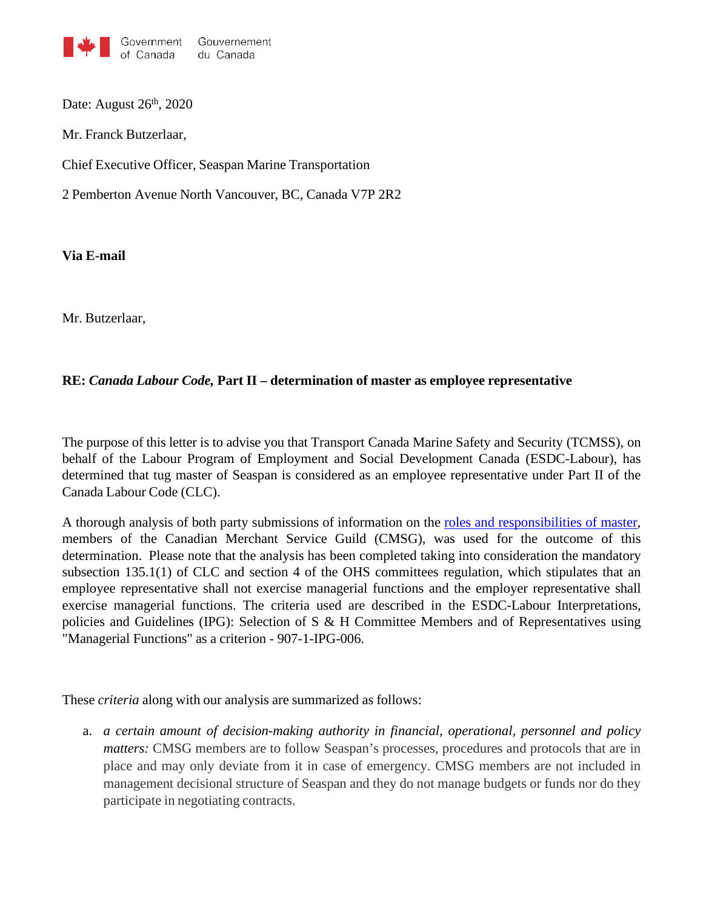Government of Canada Gouvernement du Canada

Date: August 26th, 2020

Mr. Franck Butzerlaar,

Chief Executive Officer, Seaspan Marine Transportation

2 Pemberton Avenue North Vancouver, BC, Canada V7P 2R2

**Via E-mail**

Mr. Butzerlaar,

**RE: *Canada Labour Code*, Part II – determination of master as employee representative**

The purpose of this letter is to advise you that Transport Canada Marine Safety and Security (TCMSS), on behalf of the Labour Program of Employment and Social Development Canada (ESDC-Labour), has determined that tug master of Seaspan is considered as an employee representative under Part II of the Canada Labour Code (CLC).

A thorough analysis of both party submissions of information on the roles and responsibilities of master, members of the Canadian Merchant Service Guild (CMSG), was used for the outcome of this determination. Please note that the analysis has been completed taking into consideration the mandatory subsection 135.1(1) of CLC and section 4 of the OHS committees regulation, which stipulates that an employee representative shall not exercise managerial functions and the employer representative shall exercise managerial functions. The criteria used are described in the ESDC-Labour Interpretations, policies and Guidelines (IPG): Selection of S & H Committee Members and of Representatives using "Managerial Functions" as a criterion - 907-1-IPG-006.

These *criteria* along with our analysis are summarized as follows:

a. *a certain amount of decision-making authority in financial, operational, personnel and policy matters:* CMSG members are to follow Seaspan's processes, procedures and protocols that are in place and may only deviate from it in case of emergency. CMSG members are not included in management decisional structure of Seaspan and they do not manage budgets or funds nor do they participate in negotiating contracts.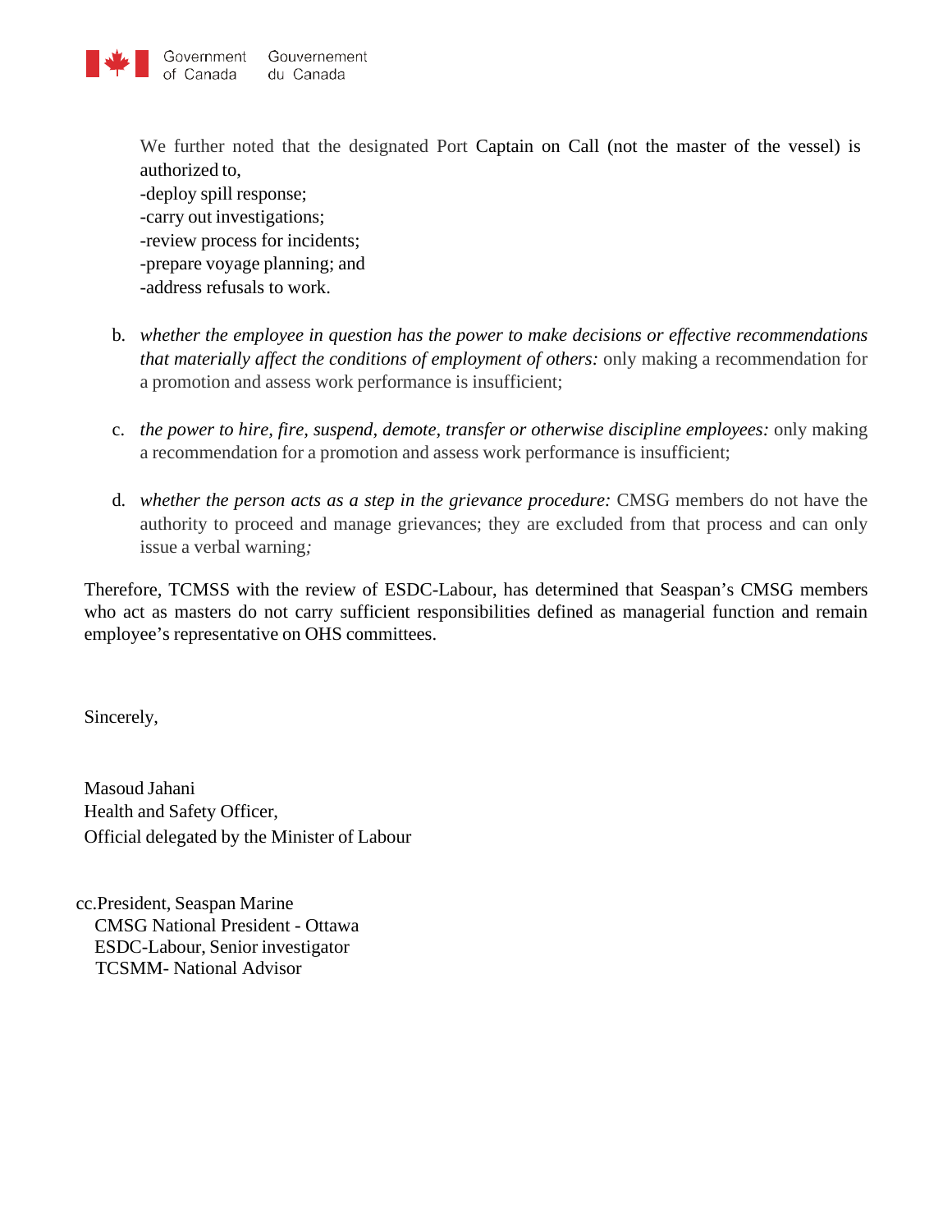We further noted that the designated Port Captain on Call (not the master of the vessel) is authorized to,
-deploy spill response;
-carry out investigations;
-review process for incidents;
-prepare voyage planning; and
-address refusals to work.

b. *whether the employee in question has the power to make decisions or effective recommendations that materially affect the conditions of employment of others:* only making a recommendation for a promotion and assess work performance is insufficient;

c. *the power to hire, fire, suspend, demote, transfer or otherwise discipline employees:* only making a recommendation for a promotion and assess work performance is insufficient;

d. *whether the person acts as a step in the grievance procedure:* CMSG members do not have the authority to proceed and manage grievances; they are excluded from that process and can only issue a verbal warning*;*

Therefore, TCMSS with the review of ESDC-Labour, has determined that Seaspan's CMSG members who act as masters do not carry sufficient responsibilities defined as managerial function and remain employee's representative on OHS committees.

Sincerely,

Masoud Jahani
Health and Safety Officer,
Official delegated by the Minister of Labour

cc.President, Seaspan Marine
CMSG National President - Ottawa
ESDC-Labour, Senior investigator
TCSMM- National Advisor